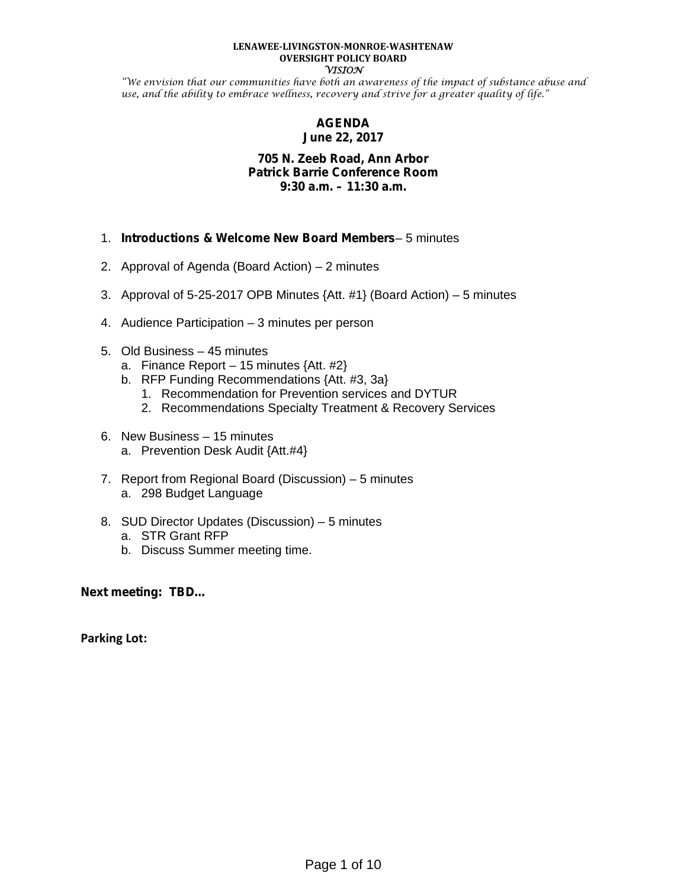**LENAWEE-LIVINGSTON-MONROE-WASHTENAW**
**OVERSIGHT POLICY BOARD**
*VISION*

*"We envision that our communities have both an awareness of the impact of substance abuse and use, and the ability to embrace wellness, recovery and strive for a greater quality of life."*

# AGENDA
## June 22, 2017

**705 N. Zeeb Road, Ann Arbor**
**Patrick Barrie Conference Room**
**9:30 a.m. – 11:30 a.m.**

1. **Introductions & Welcome New Board Members**– 5 minutes
2. Approval of Agenda (Board Action) – 2 minutes
3. Approval of 5-25-2017 OPB Minutes {Att. #1} (Board Action) – 5 minutes
4. Audience Participation – 3 minutes per person
5. Old Business – 45 minutes
   a. Finance Report – 15 minutes {Att. #2}
   b. RFP Funding Recommendations {Att. #3, 3a}
      1. Recommendation for Prevention services and DYTUR
      2. Recommendations Specialty Treatment & Recovery Services
6. New Business – 15 minutes
   a. Prevention Desk Audit {Att.#4}
7. Report from Regional Board (Discussion) – 5 minutes
   a. 298 Budget Language
8. SUD Director Updates (Discussion) – 5 minutes
   a. STR Grant RFP
   b. Discuss Summer meeting time.

**Next meeting: TBD…**

**Parking Lot:**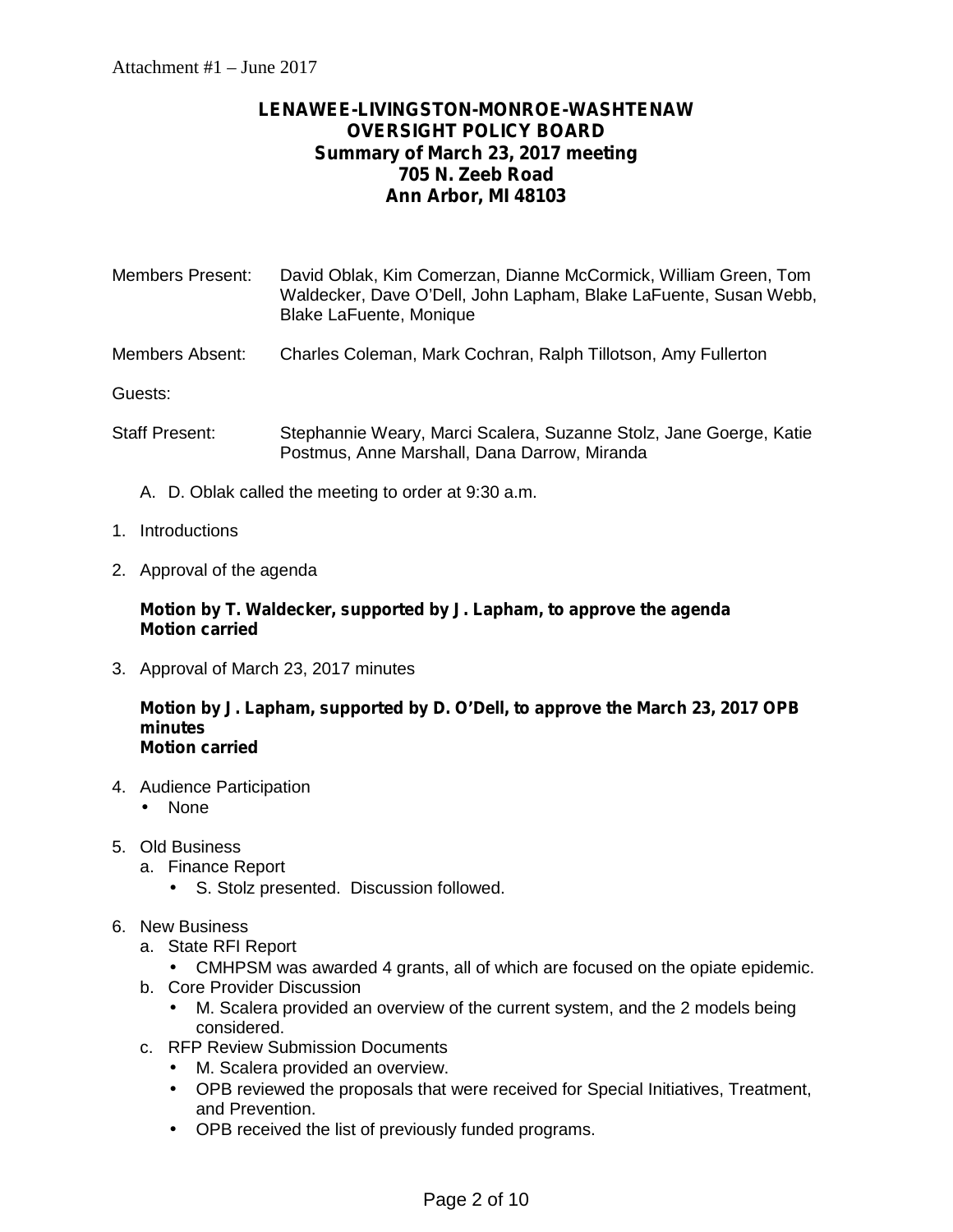Attachment #1 – June 2017

**LENAWEE-LIVINGSTON-MONROE-WASHTENAW**
**OVERSIGHT POLICY BOARD**
**Summary of March 23, 2017 meeting**
**705 N. Zeeb Road**
**Ann Arbor, MI 48103**

Members Present: David Oblak, Kim Comerzan, Dianne McCormick, William Green, Tom Waldecker, Dave O'Dell, John Lapham, Blake LaFuente, Susan Webb, Blake LaFuente, Monique

Members Absent: Charles Coleman, Mark Cochran, Ralph Tillotson, Amy Fullerton

Guests:

Staff Present: Stephannie Weary, Marci Scalera, Suzanne Stolz, Jane Goerge, Katie Postmus, Anne Marshall, Dana Darrow, Miranda

A. D. Oblak called the meeting to order at 9:30 a.m.

1. Introductions

2. Approval of the agenda

   **Motion by T. Waldecker, supported by J. Lapham, to approve the agenda**
   **Motion carried**

3. Approval of March 23, 2017 minutes

   **Motion by J. Lapham, supported by D. O'Dell, to approve the March 23, 2017 OPB minutes**
   **Motion carried**

4. Audience Participation
   - None

5. Old Business
   a. Finance Report
      - S. Stolz presented. Discussion followed.

6. New Business
   a. State RFI Report
      - CMHPSM was awarded 4 grants, all of which are focused on the opiate epidemic.
   b. Core Provider Discussion
      - M. Scalera provided an overview of the current system, and the 2 models being considered.
   c. RFP Review Submission Documents
      - M. Scalera provided an overview.
      - OPB reviewed the proposals that were received for Special Initiatives, Treatment, and Prevention.
      - OPB received the list of previously funded programs.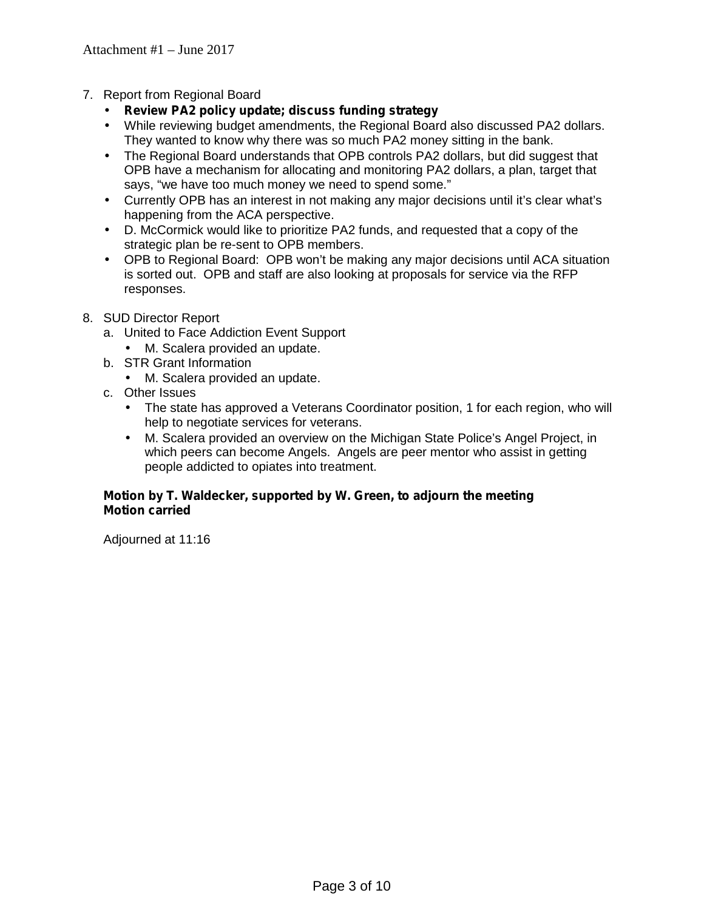7. Report from Regional Board
   - **Review PA2 policy update; discuss funding strategy**
   - While reviewing budget amendments, the Regional Board also discussed PA2 dollars. They wanted to know why there was so much PA2 money sitting in the bank.
   - The Regional Board understands that OPB controls PA2 dollars, but did suggest that OPB have a mechanism for allocating and monitoring PA2 dollars, a plan, target that says, "we have too much money we need to spend some."
   - Currently OPB has an interest in not making any major decisions until it's clear what's happening from the ACA perspective.
   - D. McCormick would like to prioritize PA2 funds, and requested that a copy of the strategic plan be re-sent to OPB members.
   - OPB to Regional Board: OPB won't be making any major decisions until ACA situation is sorted out. OPB and staff are also looking at proposals for service via the RFP responses.

8. SUD Director Report
   a. United to Face Addiction Event Support
      - M. Scalera provided an update.
   
   b. STR Grant Information
      - M. Scalera provided an update.
   
   c. Other Issues
      - The state has approved a Veterans Coordinator position, 1 for each region, who will help to negotiate services for veterans.
      - M. Scalera provided an overview on the Michigan State Police's Angel Project, in which peers can become Angels. Angels are peer mentor who assist in getting people addicted to opiates into treatment.

**Motion by T. Waldecker, supported by W. Green, to adjourn the meeting**
**Motion carried**

Adjourned at 11:16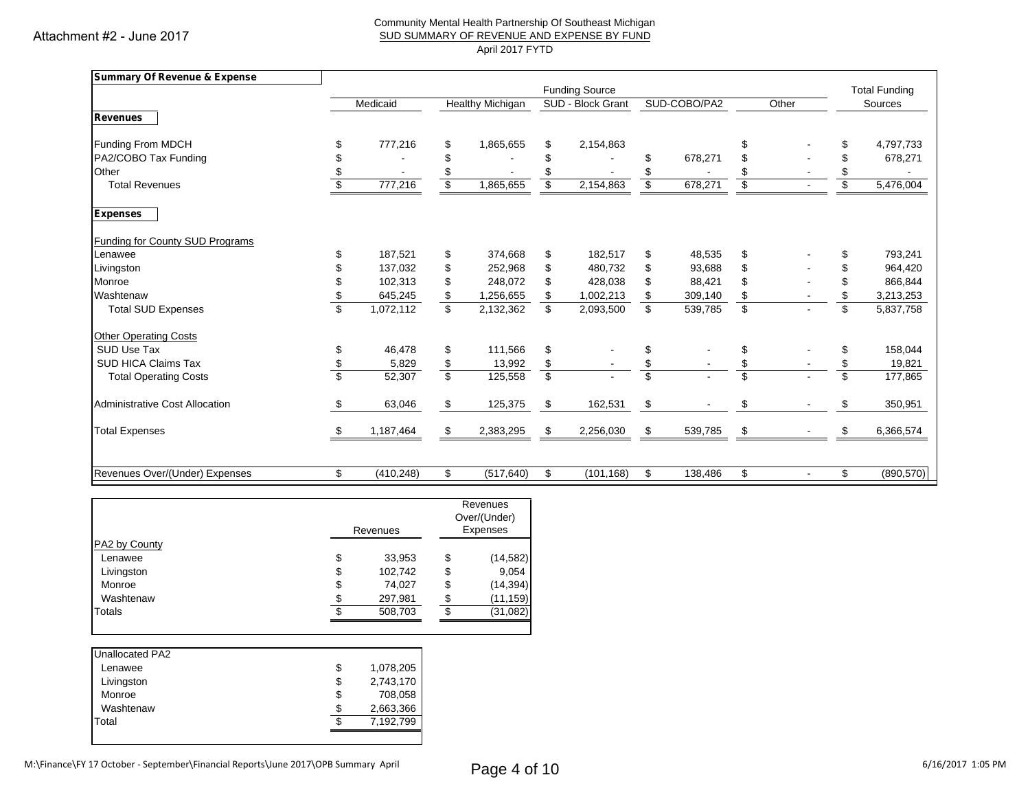Attachment #2 - June 2017

Community Mental Health Partnership Of Southeast Michigan

SUD SUMMARY OF REVENUE AND EXPENSE BY FUND

April 2017 FYTD

| **Summary Of Revenue & Expense** | Funding Source | | | | | Total Funding |
|---|---|---|---|---|---|---|
| | Medicaid | Healthy Michigan | SUD - Block Grant | SUD-COBO/PA2 | Other | Sources |
| **Revenues** | | | | | | |
| Funding From MDCH | $ 777,216 | $ 1,865,655 | $ 2,154,863 | | $ - | $ 4,797,733 |
| PA2/COBO Tax Funding | $ - | $ - | $ - | $ 678,271 | $ - | $ 678,271 |
| Other | $ - | $ - | $ - | $ - | $ - | $ - |
| Total Revenues | $ 777,216 | $ 1,865,655 | $ 2,154,863 | $ 678,271 | $ - | $ 5,476,004 |
| **Expenses** | | | | | | |
| Funding for County SUD Programs | | | | | | |
| Lenawee | $ 187,521 | $ 374,668 | $ 182,517 | $ 48,535 | $ - | $ 793,241 |
| Livingston | $ 137,032 | $ 252,968 | $ 480,732 | $ 93,688 | $ - | $ 964,420 |
| Monroe | $ 102,313 | $ 248,072 | $ 428,038 | $ 88,421 | $ - | $ 866,844 |
| Washtenaw | $ 645,245 | $ 1,256,655 | $ 1,002,213 | $ 309,140 | $ - | $ 3,213,253 |
| Total SUD Expenses | $ 1,072,112 | $ 2,132,362 | $ 2,093,500 | $ 539,785 | $ - | $ 5,837,758 |
| Other Operating Costs | | | | | | |
| SUD Use Tax | $ 46,478 | $ 111,566 | $ - | $ - | $ - | $ 158,044 |
| SUD HICA Claims Tax | $ 5,829 | $ 13,992 | $ - | $ - | $ - | $ 19,821 |
| Total Operating Costs | $ 52,307 | $ 125,558 | $ - | $ - | $ - | $ 177,865 |
| Administrative Cost Allocation | $ 63,046 | $ 125,375 | $ 162,531 | $ - | $ - | $ 350,951 |
| Total Expenses | $ 1,187,464 | $ 2,383,295 | $ 2,256,030 | $ 539,785 | $ - | $ 6,366,574 |
| Revenues Over/(Under) Expenses | $ (410,248) | $ (517,640) | $ (101,168) | $ 138,486 | $ - | $ (890,570) |

| | Revenues | Revenues Over/(Under) Expenses |
|---|---|---|
| PA2 by County | | |
| Lenawee | $ 33,953 | $ (14,582) |
| Livingston | $ 102,742 | $ 9,054 |
| Monroe | $ 74,027 | $ (14,394) |
| Washtenaw | $ 297,981 | $ (11,159) |
| Totals | $ 508,703 | $ (31,082) |

| Unallocated PA2 | |
|---|---|
| Lenawee | $ 1,078,205 |
| Livingston | $ 2,743,170 |
| Monroe | $ 708,058 |
| Washtenaw | $ 2,663,366 |
| Total | $ 7,192,799 |

M:\Finance\FY 17 October - September\Financial Reports\June 2017\OPB Summary April

6/16/2017 1:05 PM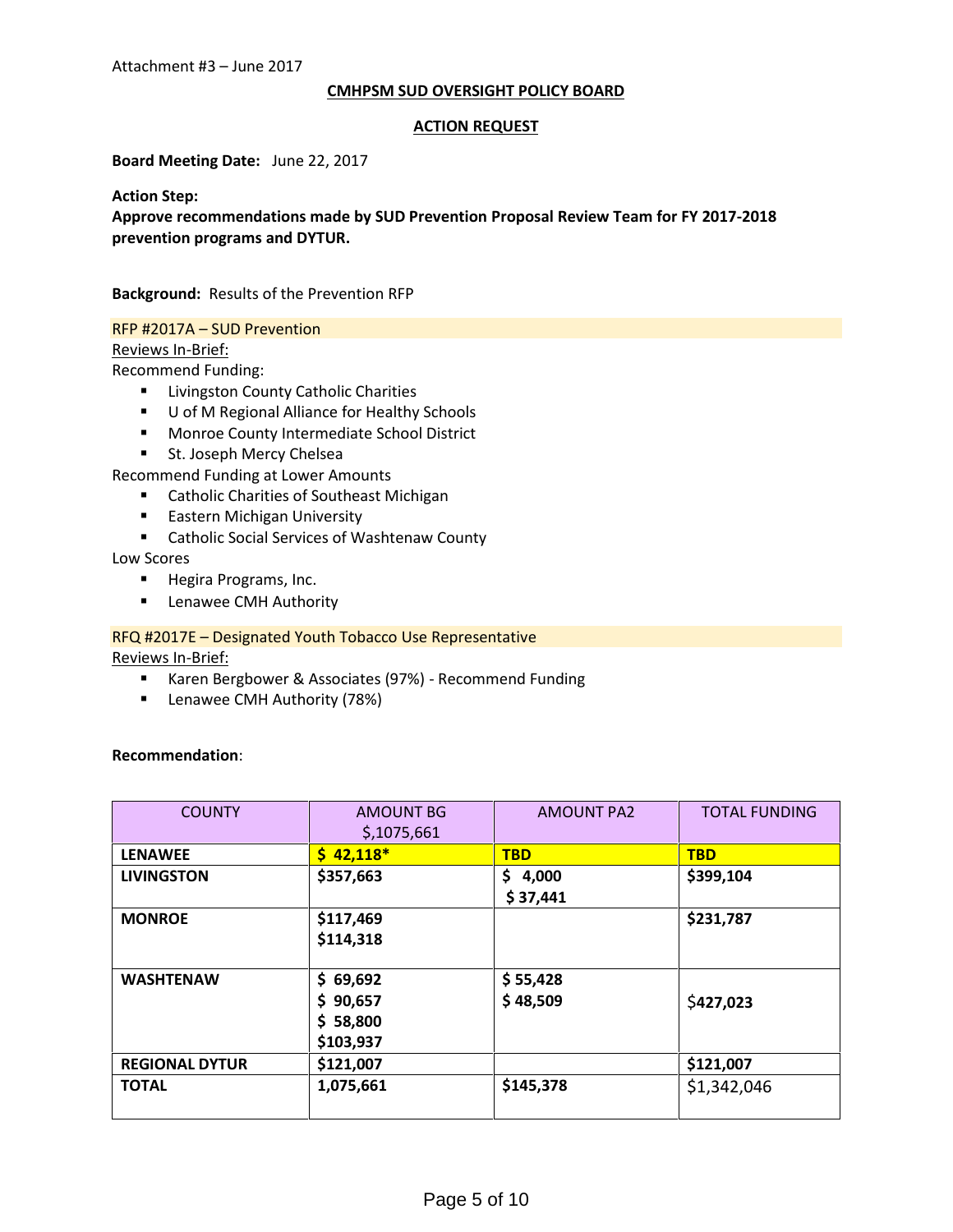Attachment #3 – June 2017

**CMHPSM SUD OVERSIGHT POLICY BOARD**

**ACTION REQUEST**

**Board Meeting Date:** June 22, 2017

**Action Step:**
**Approve recommendations made by SUD Prevention Proposal Review Team for FY 2017-2018 prevention programs and DYTUR.**

**Background:** Results of the Prevention RFP

RFP #2017A – SUD Prevention

Reviews In-Brief:

Recommend Funding:

- Livingston County Catholic Charities
- U of M Regional Alliance for Healthy Schools
- Monroe County Intermediate School District
- St. Joseph Mercy Chelsea

Recommend Funding at Lower Amounts

- Catholic Charities of Southeast Michigan
- Eastern Michigan University
- Catholic Social Services of Washtenaw County

Low Scores

- Hegira Programs, Inc.
- Lenawee CMH Authority

RFQ #2017E – Designated Youth Tobacco Use Representative

Reviews In-Brief:

- Karen Bergbower & Associates (97%) - Recommend Funding
- Lenawee CMH Authority (78%)

**Recommendation**:

| COUNTY | AMOUNT BG $,1075,661 | AMOUNT PA2 | TOTAL FUNDING |
|---|---|---|---|
| **LENAWEE** | **$ 42,118*** | **TBD** | **TBD** |
| **LIVINGSTON** | **$357,663** | **$ 4,000**<br>**$ 37,441** | **$399,104** |
| **MONROE** | **$117,469**<br>**$114,318** | | **$231,787** |
| **WASHTENAW** | **$ 69,692**<br>**$ 90,657**<br>**$ 58,800**<br>**$103,937** | **$ 55,428**<br>**$ 48,509** | $**427,023** |
| **REGIONAL DYTUR** | **$121,007** | | **$121,007** |
| **TOTAL** | **1,075,661** | **$145,378** | $1,342,046 |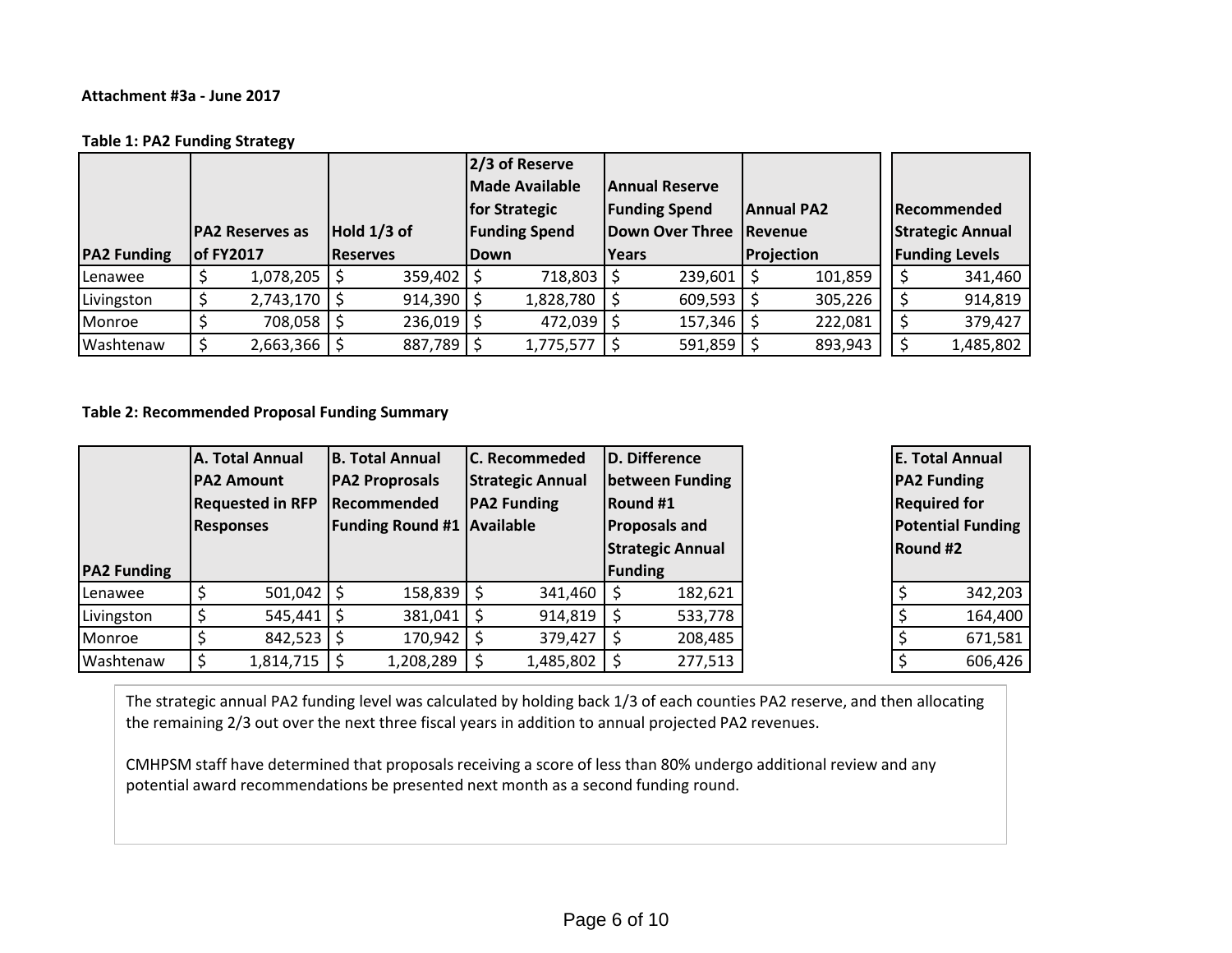**Attachment #3a - June 2017**

**Table 1: PA2 Funding Strategy**

| PA2 Funding | PA2 Reserves as of FY2017 | Hold 1/3 of Reserves | 2/3 of Reserve Made Available for Strategic Funding Spend Down | Annual Reserve Funding Spend Down Over Three Years | Annual PA2 Revenue Projection | Recommended Strategic Annual Funding Levels |
|---|---|---|---|---|---|---|
| Lenawee | $ 1,078,205 | $ 359,402 | $ 718,803 | $ 239,601 | $ 101,859 | $ 341,460 |
| Livingston | $ 2,743,170 | $ 914,390 | $ 1,828,780 | $ 609,593 | $ 305,226 | $ 914,819 |
| Monroe | $ 708,058 | $ 236,019 | $ 472,039 | $ 157,346 | $ 222,081 | $ 379,427 |
| Washtenaw | $ 2,663,366 | $ 887,789 | $ 1,775,577 | $ 591,859 | $ 893,943 | $ 1,485,802 |

**Table 2: Recommended Proposal Funding Summary**

| PA2 Funding | A. Total Annual PA2 Amount Requested in RFP Responses | B. Total Annual PA2 Proprosals Recommended Funding Round #1 | C. Recommeded Strategic Annual PA2 Funding Available | D. Difference between Funding Round #1 Proposals and Strategic Annual Funding | E. Total Annual PA2 Funding Required for Potential Funding Round #2 |
|---|---|---|---|---|---|
| Lenawee | $ 501,042 | $ 158,839 | $ 341,460 | $ 182,621 | $ 342,203 |
| Livingston | $ 545,441 | $ 381,041 | $ 914,819 | $ 533,778 | $ 164,400 |
| Monroe | $ 842,523 | $ 170,942 | $ 379,427 | $ 208,485 | $ 671,581 |
| Washtenaw | $ 1,814,715 | $ 1,208,289 | $ 1,485,802 | $ 277,513 | $ 606,426 |

The strategic annual PA2 funding level was calculated by holding back 1/3 of each counties PA2 reserve, and then allocating the remaining 2/3 out over the next three fiscal years in addition to annual projected PA2 revenues.

CMHPSM staff have determined that proposals receiving a score of less than 80% undergo additional review and any potential award recommendations be presented next month as a second funding round.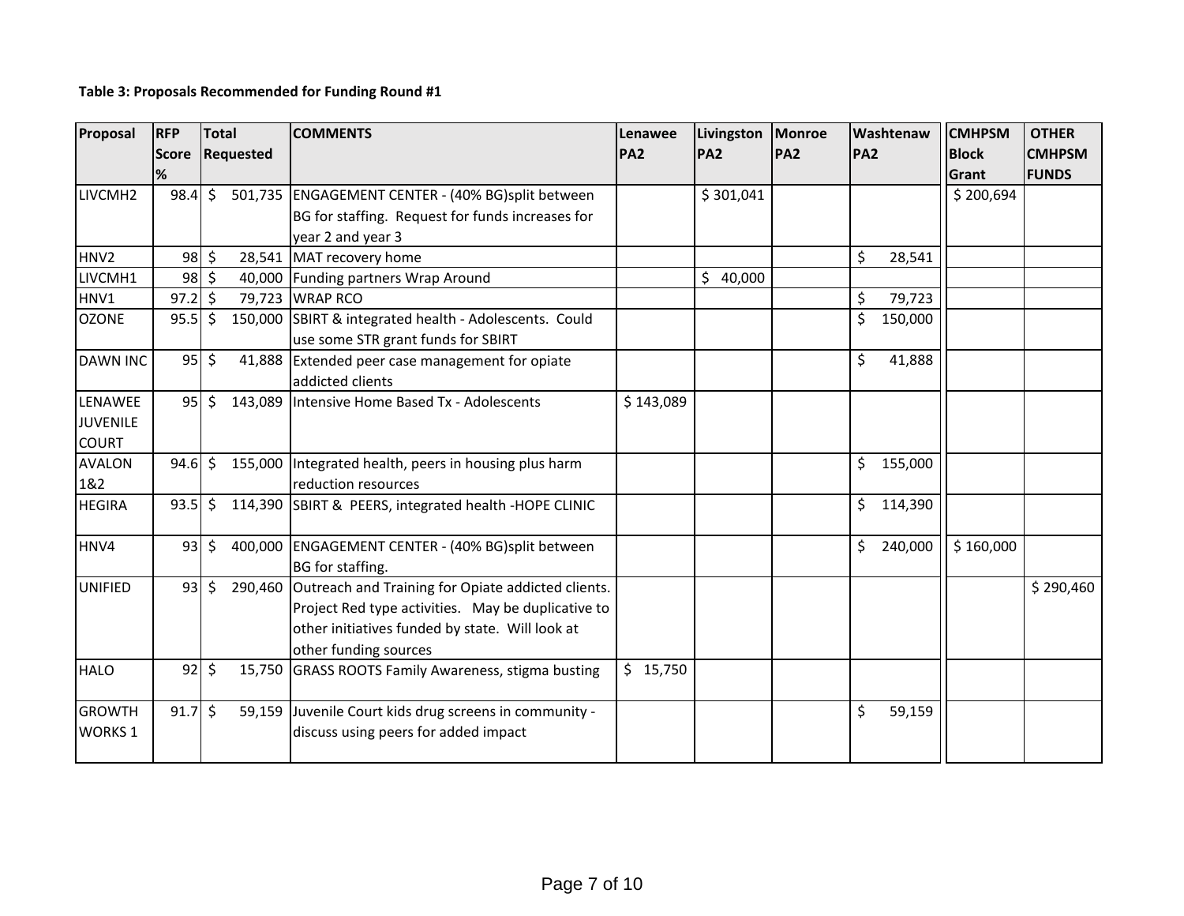**Table 3: Proposals Recommended for Funding Round #1**

| Proposal | RFP Score % | Total Requested | COMMENTS | Lenawee PA2 | Livingston PA2 | Monroe PA2 | Washtenaw PA2 | CMHPSM Block Grant | OTHER CMHPSM FUNDS |
|---|---|---|---|---|---|---|---|---|---|
| LIVCMH2 | 98.4 | $ 501,735 | ENGAGEMENT CENTER - (40% BG)split between BG for staffing. Request for funds increases for year 2 and year 3 | | $ 301,041 | | | $ 200,694 | |
| HNV2 | 98 | $ 28,541 | MAT recovery home | | | | $ 28,541 | | |
| LIVCMH1 | 98 | $ 40,000 | Funding partners Wrap Around | | $ 40,000 | | | | |
| HNV1 | 97.2 | $ 79,723 | WRAP RCO | | | | $ 79,723 | | |
| OZONE | 95.5 | $ 150,000 | SBIRT & integrated health - Adolescents. Could use some STR grant funds for SBIRT | | | | $ 150,000 | | |
| DAWN INC | 95 | $ 41,888 | Extended peer case management for opiate addicted clients | | | | $ 41,888 | | |
| LENAWEE JUVENILE COURT | 95 | $ 143,089 | Intensive Home Based Tx - Adolescents | $ 143,089 | | | | | |
| AVALON 1&2 | 94.6 | $ 155,000 | Integrated health, peers in housing plus harm reduction resources | | | | $ 155,000 | | |
| HEGIRA | 93.5 | $ 114,390 | SBIRT & PEERS, integrated health -HOPE CLINIC | | | | $ 114,390 | | |
| HNV4 | 93 | $ 400,000 | ENGAGEMENT CENTER - (40% BG)split between BG for staffing. | | | | $ 240,000 | $ 160,000 | |
| UNIFIED | 93 | $ 290,460 | Outreach and Training for Opiate addicted clients. Project Red type activities. May be duplicative to other initiatives funded by state. Will look at other funding sources | | | | | | $ 290,460 |
| HALO | 92 | $ 15,750 | GRASS ROOTS Family Awareness, stigma busting | $ 15,750 | | | | | |
| GROWTH WORKS 1 | 91.7 | $ 59,159 | Juvenile Court kids drug screens in community - discuss using peers for added impact | | | | $ 59,159 | | |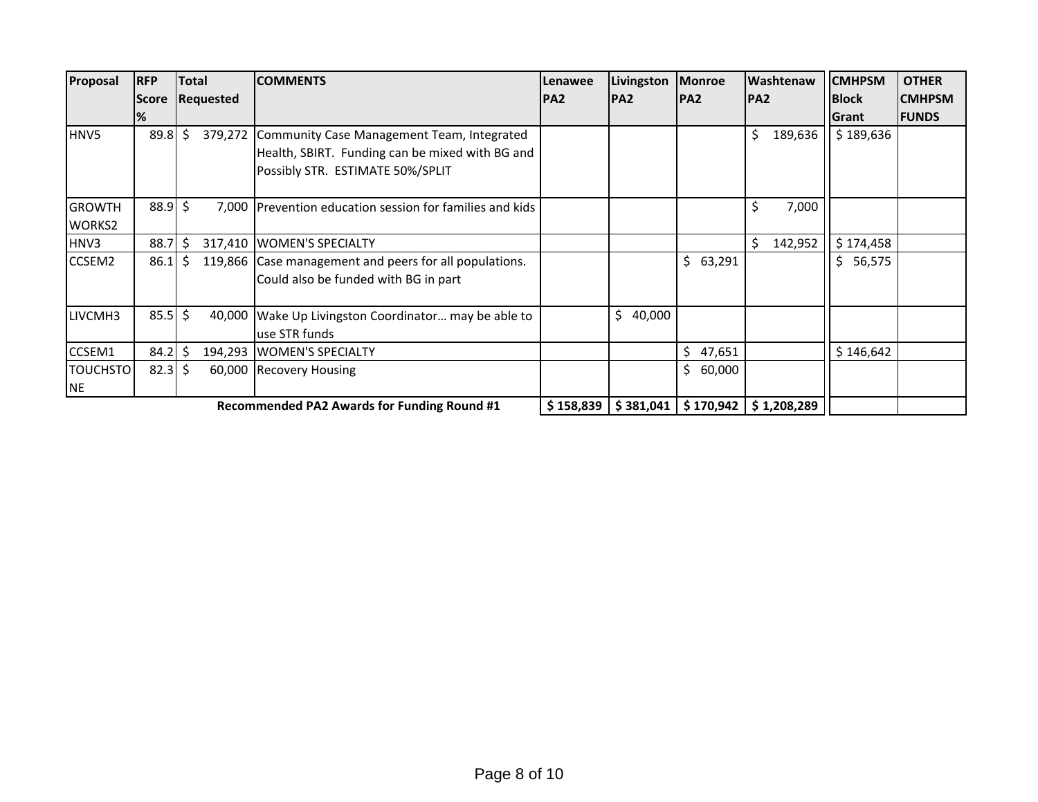| Proposal | RFP Score % | Total Requested | COMMENTS | Lenawee PA2 | Livingston PA2 | Monroe PA2 | Washtenaw PA2 | CMHPSM Block Grant | OTHER CMHPSM FUNDS |
|---|---|---|---|---|---|---|---|---|---|
| HNV5 | 89.8 | $ 379,272 | Community Case Management Team, Integrated Health, SBIRT. Funding can be mixed with BG and Possibly STR. ESTIMATE 50%/SPLIT | | | | $ 189,636 | $ 189,636 | |
| GROWTH WORKS2 | 88.9 | $ 7,000 | Prevention education session for families and kids | | | | $ 7,000 | | |
| HNV3 | 88.7 | $ 317,410 | WOMEN'S SPECIALTY | | | | $ 142,952 | $ 174,458 | |
| CCSEM2 | 86.1 | $ 119,866 | Case management and peers for all populations. Could also be funded with BG in part | | | $ 63,291 | | $ 56,575 | |
| LIVCMH3 | 85.5 | $ 40,000 | Wake Up Livingston Coordinator… may be able to use STR funds | | $ 40,000 | | | | |
| CCSEM1 | 84.2 | $ 194,293 | WOMEN'S SPECIALTY | | | $ 47,651 | | $ 146,642 | |
| TOUCHSTONE | 82.3 | $ 60,000 | Recovery Housing | | | $ 60,000 | | | |
| | | | **Recommended PA2 Awards for Funding Round #1** | **$ 158,839** | **$ 381,041** | **$ 170,942** | **$ 1,208,289** | | |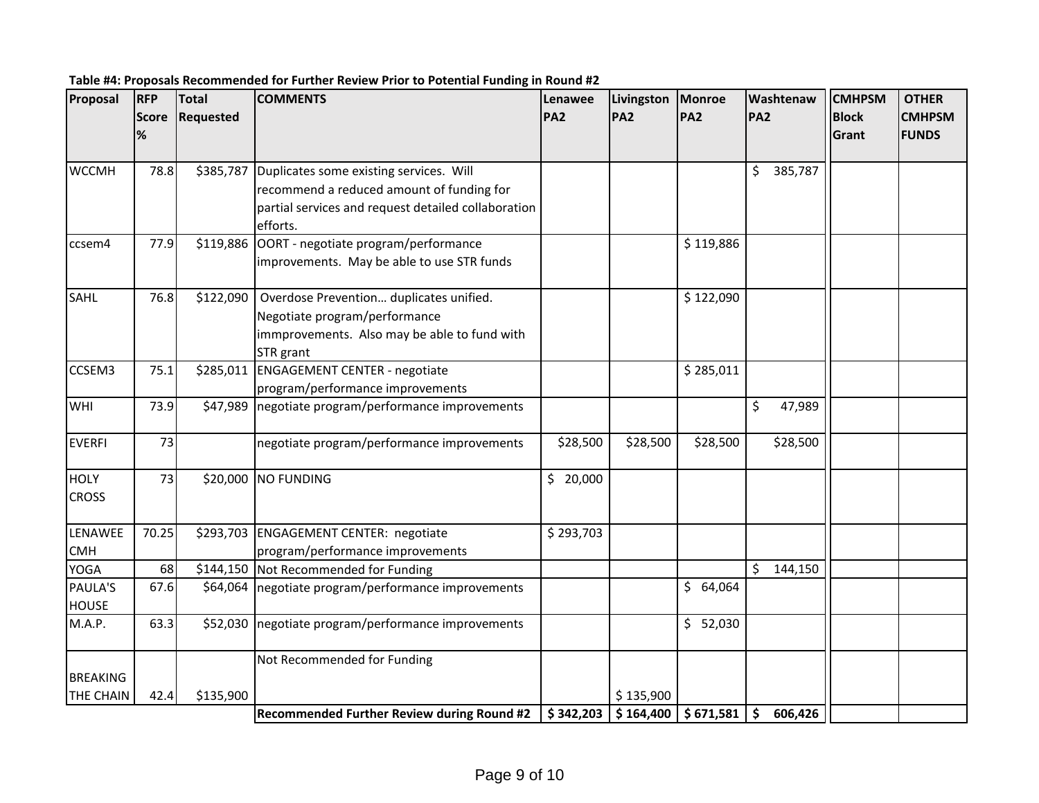**Table #4: Proposals Recommended for Further Review Prior to Potential Funding in Round #2**

| Proposal | RFP Score % | Total Requested | COMMENTS | Lenawee PA2 | Livingston PA2 | Monroe PA2 | Washtenaw PA2 | CMHPSM Block Grant | OTHER CMHPSM FUNDS |
|---|---|---|---|---|---|---|---|---|---|
| WCCMH | 78.8 | $385,787 | Duplicates some existing services. Will recommend a reduced amount of funding for partial services and request detailed collaboration efforts. | | | | $ 385,787 | | |
| ccsem4 | 77.9 | $119,886 | OORT - negotiate program/performance improvements. May be able to use STR funds | | | $ 119,886 | | | |
| SAHL | 76.8 | $122,090 | Overdose Prevention… duplicates unified. Negotiate program/performance immprovements. Also may be able to fund with STR grant | | | $ 122,090 | | | |
| CCSEM3 | 75.1 | $285,011 | ENGAGEMENT CENTER - negotiate program/performance improvements | | | $ 285,011 | | | |
| WHI | 73.9 | $47,989 | negotiate program/performance improvements | | | | $ 47,989 | | |
| EVERFI | 73 | | negotiate program/performance improvements | $28,500 | $28,500 | $28,500 | $28,500 | | |
| HOLY CROSS | 73 | $20,000 | NO FUNDING | $ 20,000 | | | | | |
| LENAWEE CMH | 70.25 | $293,703 | ENGAGEMENT CENTER: negotiate program/performance improvements | $ 293,703 | | | | | |
| YOGA | 68 | $144,150 | Not Recommended for Funding | | | | $ 144,150 | | |
| PAULA'S HOUSE | 67.6 | $64,064 | negotiate program/performance improvements | | | $ 64,064 | | | |
| M.A.P. | 63.3 | $52,030 | negotiate program/performance improvements | | | $ 52,030 | | | |
| BREAKING THE CHAIN | 42.4 | $135,900 | Not Recommended for Funding | | $ 135,900 | | | | |
| | | | **Recommended Further Review during Round #2** | **$ 342,203** | **$ 164,400** | **$ 671,581** | **$ 606,426** | | |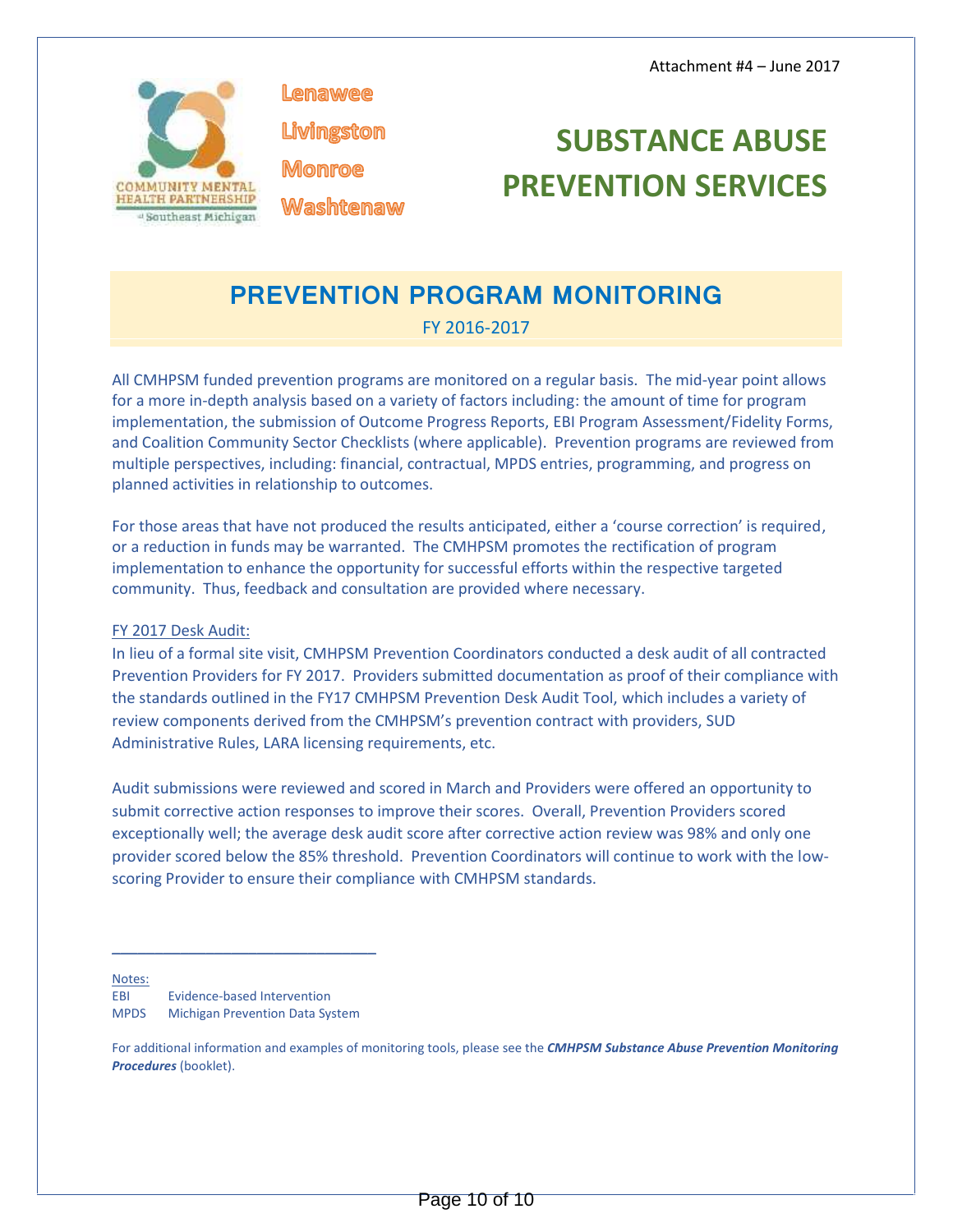Attachment #4 – June 2017

COMMUNITY MENTAL HEALTH PARTNERSHIP of Southeast Michigan

Lenawee
Livingston
Monroe
Washtenaw

# SUBSTANCE ABUSE PREVENTION SERVICES

## PREVENTION PROGRAM MONITORING

FY 2016-2017

All CMHPSM funded prevention programs are monitored on a regular basis. The mid-year point allows for a more in-depth analysis based on a variety of factors including: the amount of time for program implementation, the submission of Outcome Progress Reports, EBI Program Assessment/Fidelity Forms, and Coalition Community Sector Checklists (where applicable). Prevention programs are reviewed from multiple perspectives, including: financial, contractual, MPDS entries, programming, and progress on planned activities in relationship to outcomes.

For those areas that have not produced the results anticipated, either a 'course correction' is required, or a reduction in funds may be warranted. The CMHPSM promotes the rectification of program implementation to enhance the opportunity for successful efforts within the respective targeted community. Thus, feedback and consultation are provided where necessary.

FY 2017 Desk Audit:

In lieu of a formal site visit, CMHPSM Prevention Coordinators conducted a desk audit of all contracted Prevention Providers for FY 2017. Providers submitted documentation as proof of their compliance with the standards outlined in the FY17 CMHPSM Prevention Desk Audit Tool, which includes a variety of review components derived from the CMHPSM's prevention contract with providers, SUD Administrative Rules, LARA licensing requirements, etc.

Audit submissions were reviewed and scored in March and Providers were offered an opportunity to submit corrective action responses to improve their scores. Overall, Prevention Providers scored exceptionally well; the average desk audit score after corrective action review was 98% and only one provider scored below the 85% threshold. Prevention Coordinators will continue to work with the low-scoring Provider to ensure their compliance with CMHPSM standards.

---

Notes:

EBI Evidence-based Intervention
MPDS Michigan Prevention Data System

For additional information and examples of monitoring tools, please see the ***CMHPSM Substance Abuse Prevention Monitoring Procedures*** (booklet).